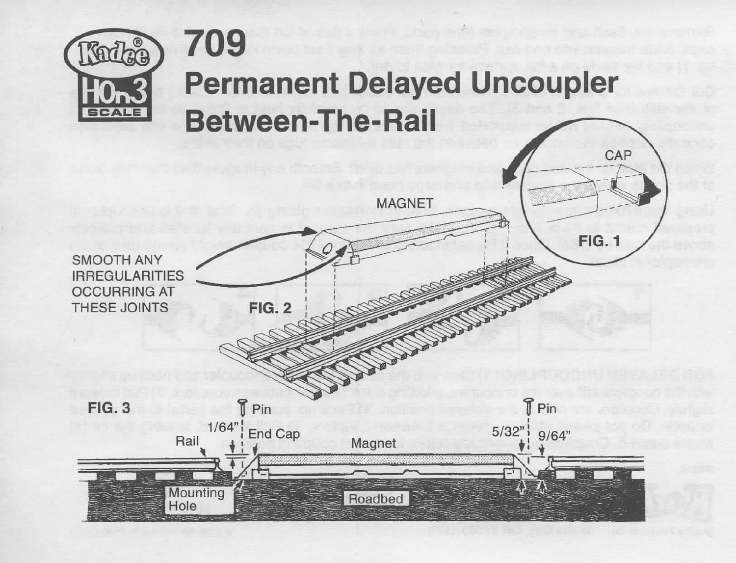Kadee® HOn3 SCALE

# 709

# Permanent Delayed Uncoupler Between-The-Rail

CAP

FIG. 1

MAGNET

SMOOTH ANY IRREGULARITIES OCCURRING AT THESE JOINTS

FIG. 2

FIG. 3

Pin

1/64"

End Cap

Rail

Magnet

Pin

5/32"

9/64"

Mounting Hole

Roadbed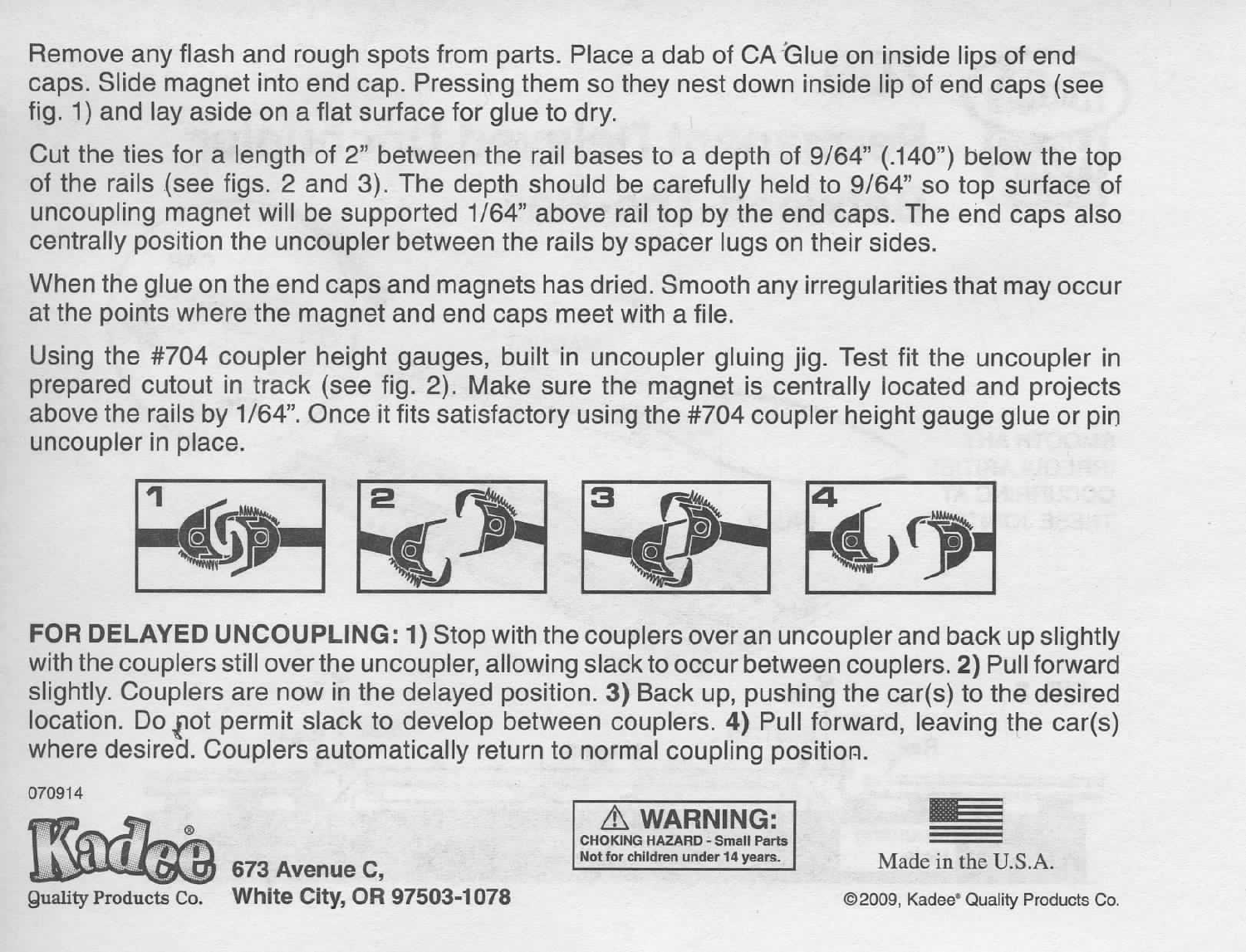Remove any flash and rough spots from parts. Place a dab of CA Glue on inside lips of end caps. Slide magnet into end cap. Pressing them so they nest down inside lip of end caps (see fig. 1) and lay aside on a flat surface for glue to dry.

Cut the ties for a length of 2" between the rail bases to a depth of 9/64" (.140") below the top of the rails (see figs. 2 and 3). The depth should be carefully held to 9/64" so top surface of uncoupling magnet will be supported 1/64" above rail top by the end caps. The end caps also centrally position the uncoupler between the rails by spacer lugs on their sides.

When the glue on the end caps and magnets has dried. Smooth any irregularities that may occur at the points where the magnet and end caps meet with a file.

Using the #704 coupler height gauges, built in uncoupler gluing jig. Test fit the uncoupler in prepared cutout in track (see fig. 2). Make sure the magnet is centrally located and projects above the rails by 1/64". Once it fits satisfactory using the #704 coupler height gauge glue or pin uncoupler in place.

1

2

3

4

**FOR DELAYED UNCOUPLING: 1)** Stop with the couplers over an uncoupler and back up slightly with the couplers still over the uncoupler, allowing slack to occur between couplers. **2)** Pull forward slightly. Couplers are now in the delayed position. **3)** Back up, pushing the car(s) to the desired location. Do not permit slack to develop between couplers. **4)** Pull forward, leaving the car(s) where desired. Couplers automatically return to normal coupling position.

070914

Kadee®
Quality Products Co.

673 Avenue C,
White City, OR 97503-1078

⚠ **WARNING:**
**CHOKING HAZARD - Small Parts**
**Not for children under 14 years.**

Made in the U.S.A.

©2009, Kadee® Quality Products Co.